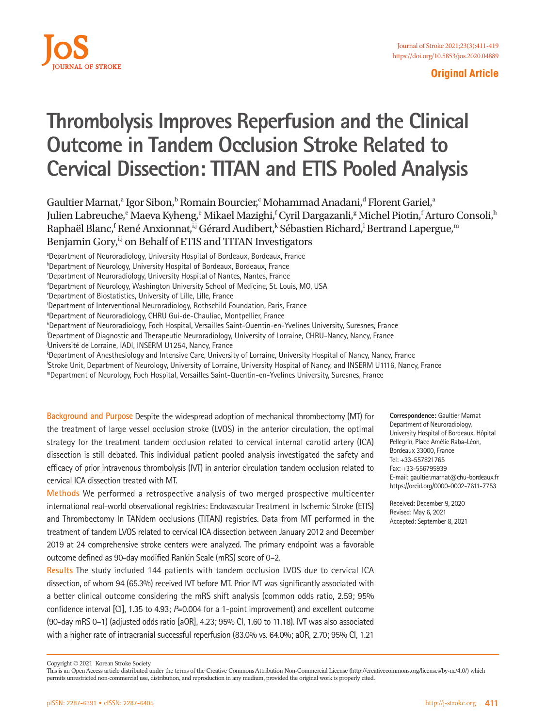Original Article

# Thrombolysis Improves Reperfusion and the Clinical Outcome in Tandem Occlusion Stroke Related to Cervical Dissection: TITAN and ETIS Pooled Analysis

Gaultier Marnat,[a] Igor Sibon,[b] Romain Bourcier,[c] Mohammad Anadani,[d] Florent Gariel,[a] Julien Labreuche,[e] Maeva Kyheng,[e] Mikael Mazighi,[f] Cyril Dargazanli,[g] Michel Piotin,[f] Arturo Consoli,[h] Raphaël Blanc,[f] René Anxionnat,[i,j] Gérard Audibert,[k] Sébastien Richard,[l] Bertrand Lapergue,[m] Benjamin Gory,[i,j] on Behalf of ETIS and TITAN Investigators

[a]Department of Neuroradiology, University Hospital of Bordeaux, Bordeaux, France
[b]Department of Neurology, University Hospital of Bordeaux, Bordeaux, France
[c]Department of Neuroradiology, University Hospital of Nantes, Nantes, France
[d]Department of Neurology, Washington University School of Medicine, St. Louis, MO, USA
[e]Department of Biostatistics, University of Lille, Lille, France
[f]Department of Interventional Neuroradiology, Rothschild Foundation, Paris, France
[g]Department of Neuroradiology, CHRU Gui-de-Chauliac, Montpellier, France
[h]Department of Neuroradiology, Foch Hospital, Versailles Saint-Quentin-en-Yvelines University, Suresnes, France
[i]Department of Diagnostic and Therapeutic Neuroradiology, University of Lorraine, CHRU-Nancy, Nancy, France
[j]Université de Lorraine, IADI, INSERM U1254, Nancy, France
[k]Department of Anesthesiology and Intensive Care, University of Lorraine, University Hospital of Nancy, Nancy, France
[l]Stroke Unit, Department of Neurology, University of Lorraine, University Hospital of Nancy, and INSERM U1116, Nancy, France
[m]Department of Neurology, Foch Hospital, Versailles Saint-Quentin-en-Yvelines University, Suresnes, France

**Background and Purpose** Despite the widespread adoption of mechanical thrombectomy (MT) for the treatment of large vessel occlusion stroke (LVOS) in the anterior circulation, the optimal strategy for the treatment tandem occlusion related to cervical internal carotid artery (ICA) dissection is still debated. This individual patient pooled analysis investigated the safety and efficacy of prior intravenous thrombolysis (IVT) in anterior circulation tandem occlusion related to cervical ICA dissection treated with MT.

**Methods** We performed a retrospective analysis of two merged prospective multicenter international real-world observational registries: Endovascular Treatment in Ischemic Stroke (ETIS) and Thrombectomy In TANdem occlusions (TITAN) registries. Data from MT performed in the treatment of tandem LVOS related to cervical ICA dissection between January 2012 and December 2019 at 24 comprehensive stroke centers were analyzed. The primary endpoint was a favorable outcome defined as 90-day modified Rankin Scale (mRS) score of 0–2.

**Results** The study included 144 patients with tandem occlusion LVOS due to cervical ICA dissection, of whom 94 (65.3%) received IVT before MT. Prior IVT was significantly associated with a better clinical outcome considering the mRS shift analysis (common odds ratio, 2.59; 95% confidence interval [CI], 1.35 to 4.93; *P*=0.004 for a 1-point improvement) and excellent outcome (90-day mRS 0–1) (adjusted odds ratio [aOR], 4.23; 95% CI, 1.60 to 11.18). IVT was also associated with a higher rate of intracranial successful reperfusion (83.0% vs. 64.0%; aOR, 2.70; 95% CI, 1.21

**Correspondence:** Gaultier Marnat
Department of Neuroradiology, University Hospital of Bordeaux, Hôpital Pellegrin, Place Amélie Raba-Léon, Bordeaux 33000, France
Tel: +33-557821765
Fax: +33-556795939
E-mail: gaultier.marnat@chu-bordeaux.fr
https://orcid.org/0000-0002-7611-7753

Received: December 9, 2020
Revised: May 6, 2021
Accepted: September 8, 2021

Copyright © 2021 Korean Stroke Society
This is an Open Access article distributed under the terms of the Creative Commons Attribution Non-Commercial License (http://creativecommons.org/licenses/by-nc/4.0/) which permits unrestricted non-commercial use, distribution, and reproduction in any medium, provided the original work is properly cited.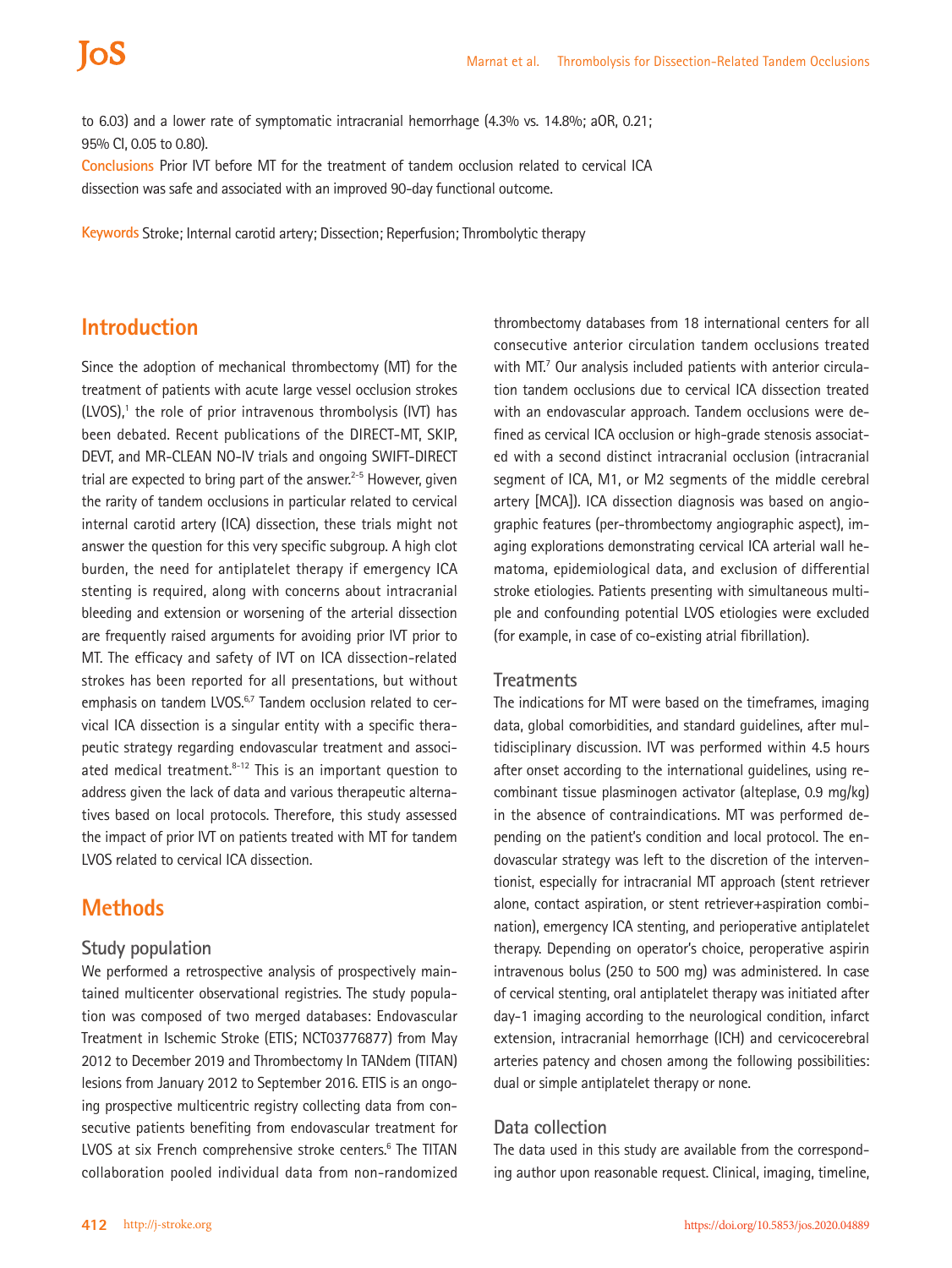to 6.03) and a lower rate of symptomatic intracranial hemorrhage (4.3% vs. 14.8%; aOR, 0.21; 95% CI, 0.05 to 0.80).

**Conclusions** Prior IVT before MT for the treatment of tandem occlusion related to cervical ICA dissection was safe and associated with an improved 90-day functional outcome.

**Keywords** Stroke; Internal carotid artery; Dissection; Reperfusion; Thrombolytic therapy

## Introduction

Since the adoption of mechanical thrombectomy (MT) for the treatment of patients with acute large vessel occlusion strokes (LVOS),[1] the role of prior intravenous thrombolysis (IVT) has been debated. Recent publications of the DIRECT-MT, SKIP, DEVT, and MR-CLEAN NO-IV trials and ongoing SWIFT-DIRECT trial are expected to bring part of the answer.[2-5] However, given the rarity of tandem occlusions in particular related to cervical internal carotid artery (ICA) dissection, these trials might not answer the question for this very specific subgroup. A high clot burden, the need for antiplatelet therapy if emergency ICA stenting is required, along with concerns about intracranial bleeding and extension or worsening of the arterial dissection are frequently raised arguments for avoiding prior IVT prior to MT. The efficacy and safety of IVT on ICA dissection-related strokes has been reported for all presentations, but without emphasis on tandem LVOS.[6,7] Tandem occlusion related to cervical ICA dissection is a singular entity with a specific therapeutic strategy regarding endovascular treatment and associated medical treatment.[8-12] This is an important question to address given the lack of data and various therapeutic alternatives based on local protocols. Therefore, this study assessed the impact of prior IVT on patients treated with MT for tandem LVOS related to cervical ICA dissection.

## Methods

### Study population

We performed a retrospective analysis of prospectively maintained multicenter observational registries. The study population was composed of two merged databases: Endovascular Treatment in Ischemic Stroke (ETIS; NCT03776877) from May 2012 to December 2019 and Thrombectomy In TANdem (TITAN) lesions from January 2012 to September 2016. ETIS is an ongoing prospective multicentric registry collecting data from consecutive patients benefiting from endovascular treatment for LVOS at six French comprehensive stroke centers.[6] The TITAN collaboration pooled individual data from non-randomized thrombectomy databases from 18 international centers for all consecutive anterior circulation tandem occlusions treated with MT.[7] Our analysis included patients with anterior circulation tandem occlusions due to cervical ICA dissection treated with an endovascular approach. Tandem occlusions were defined as cervical ICA occlusion or high-grade stenosis associated with a second distinct intracranial occlusion (intracranial segment of ICA, M1, or M2 segments of the middle cerebral artery [MCA]). ICA dissection diagnosis was based on angiographic features (per-thrombectomy angiographic aspect), imaging explorations demonstrating cervical ICA arterial wall hematoma, epidemiological data, and exclusion of differential stroke etiologies. Patients presenting with simultaneous multiple and confounding potential LVOS etiologies were excluded (for example, in case of co-existing atrial fibrillation).

### Treatments

The indications for MT were based on the timeframes, imaging data, global comorbidities, and standard guidelines, after multidisciplinary discussion. IVT was performed within 4.5 hours after onset according to the international guidelines, using recombinant tissue plasminogen activator (alteplase, 0.9 mg/kg) in the absence of contraindications. MT was performed depending on the patient's condition and local protocol. The endovascular strategy was left to the discretion of the interventionist, especially for intracranial MT approach (stent retriever alone, contact aspiration, or stent retriever+aspiration combination), emergency ICA stenting, and perioperative antiplatelet therapy. Depending on operator's choice, peroperative aspirin intravenous bolus (250 to 500 mg) was administered. In case of cervical stenting, oral antiplatelet therapy was initiated after day-1 imaging according to the neurological condition, infarct extension, intracranial hemorrhage (ICH) and cervicocerebral arteries patency and chosen among the following possibilities: dual or simple antiplatelet therapy or none.

### Data collection

The data used in this study are available from the corresponding author upon reasonable request. Clinical, imaging, timeline,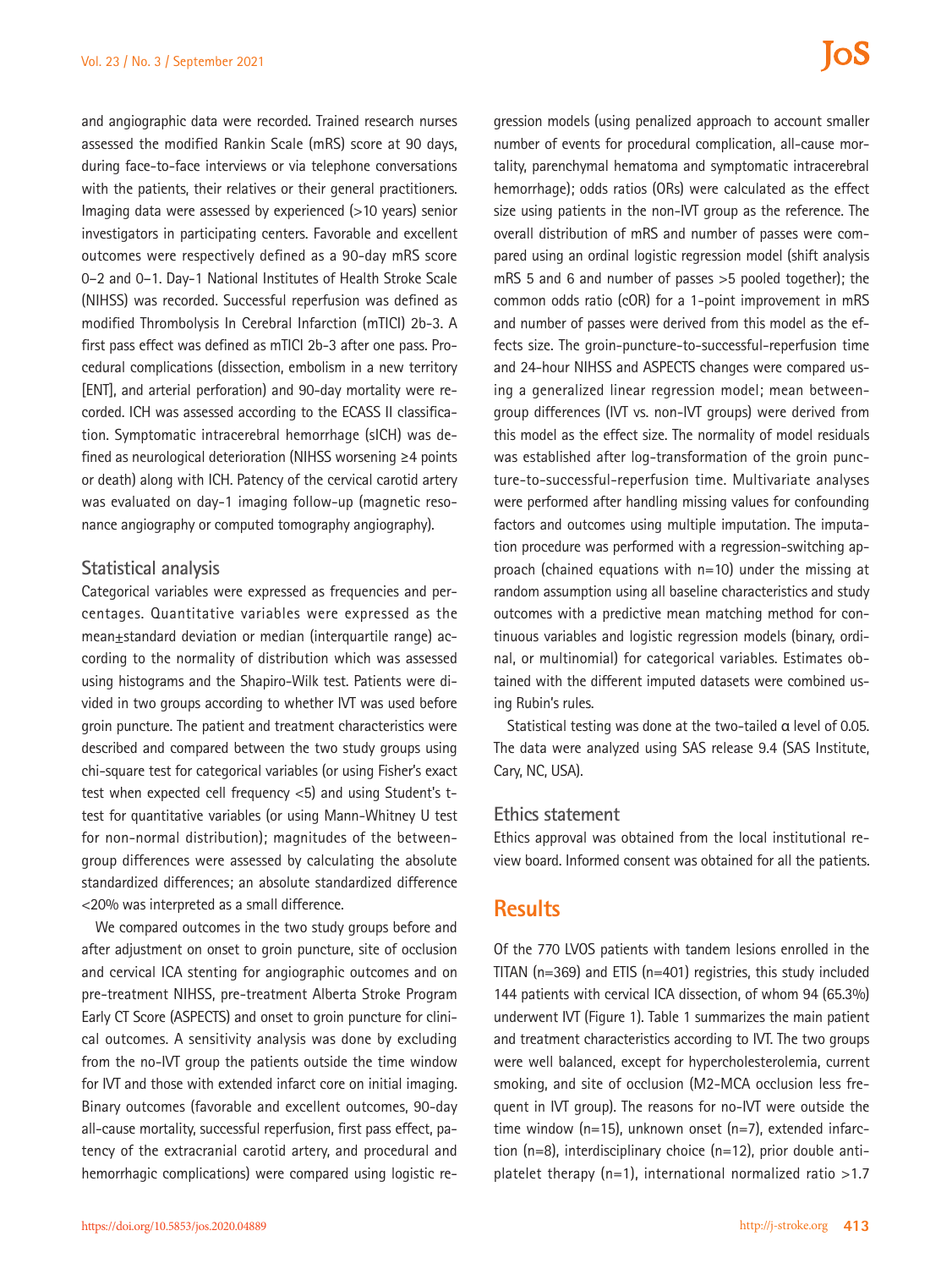and angiographic data were recorded. Trained research nurses assessed the modified Rankin Scale (mRS) score at 90 days, during face-to-face interviews or via telephone conversations with the patients, their relatives or their general practitioners. Imaging data were assessed by experienced (>10 years) senior investigators in participating centers. Favorable and excellent outcomes were respectively defined as a 90-day mRS score 0–2 and 0–1. Day-1 National Institutes of Health Stroke Scale (NIHSS) was recorded. Successful reperfusion was defined as modified Thrombolysis In Cerebral Infarction (mTICI) 2b-3. A first pass effect was defined as mTICI 2b-3 after one pass. Procedural complications (dissection, embolism in a new territory [ENT], and arterial perforation) and 90-day mortality were recorded. ICH was assessed according to the ECASS II classification. Symptomatic intracerebral hemorrhage (sICH) was defined as neurological deterioration (NIHSS worsening ≥4 points or death) along with ICH. Patency of the cervical carotid artery was evaluated on day-1 imaging follow-up (magnetic resonance angiography or computed tomography angiography).

## Statistical analysis

Categorical variables were expressed as frequencies and percentages. Quantitative variables were expressed as the mean±standard deviation or median (interquartile range) according to the normality of distribution which was assessed using histograms and the Shapiro-Wilk test. Patients were divided in two groups according to whether IVT was used before groin puncture. The patient and treatment characteristics were described and compared between the two study groups using chi-square test for categorical variables (or using Fisher's exact test when expected cell frequency <5) and using Student's t-test for quantitative variables (or using Mann-Whitney U test for non-normal distribution); magnitudes of the between-group differences were assessed by calculating the absolute standardized differences; an absolute standardized difference <20% was interpreted as a small difference.

We compared outcomes in the two study groups before and after adjustment on onset to groin puncture, site of occlusion and cervical ICA stenting for angiographic outcomes and on pre-treatment NIHSS, pre-treatment Alberta Stroke Program Early CT Score (ASPECTS) and onset to groin puncture for clinical outcomes. A sensitivity analysis was done by excluding from the no-IVT group the patients outside the time window for IVT and those with extended infarct core on initial imaging. Binary outcomes (favorable and excellent outcomes, 90-day all-cause mortality, successful reperfusion, first pass effect, patency of the extracranial carotid artery, and procedural and hemorrhagic complications) were compared using logistic regression models (using penalized approach to account smaller number of events for procedural complication, all-cause mortality, parenchymal hematoma and symptomatic intracerebral hemorrhage); odds ratios (ORs) were calculated as the effect size using patients in the non-IVT group as the reference. The overall distribution of mRS and number of passes were compared using an ordinal logistic regression model (shift analysis mRS 5 and 6 and number of passes >5 pooled together); the common odds ratio (cOR) for a 1-point improvement in mRS and number of passes were derived from this model as the effects size. The groin-puncture-to-successful-reperfusion time and 24-hour NIHSS and ASPECTS changes were compared using a generalized linear regression model; mean between-group differences (IVT vs. non-IVT groups) were derived from this model as the effect size. The normality of model residuals was established after log-transformation of the groin puncture-to-successful-reperfusion time. Multivariate analyses were performed after handling missing values for confounding factors and outcomes using multiple imputation. The imputation procedure was performed with a regression-switching approach (chained equations with n=10) under the missing at random assumption using all baseline characteristics and study outcomes with a predictive mean matching method for continuous variables and logistic regression models (binary, ordinal, or multinomial) for categorical variables. Estimates obtained with the different imputed datasets were combined using Rubin's rules.

Statistical testing was done at the two-tailed α level of 0.05. The data were analyzed using SAS release 9.4 (SAS Institute, Cary, NC, USA).

## Ethics statement

Ethics approval was obtained from the local institutional review board. Informed consent was obtained for all the patients.

# Results

Of the 770 LVOS patients with tandem lesions enrolled in the TITAN (n=369) and ETIS (n=401) registries, this study included 144 patients with cervical ICA dissection, of whom 94 (65.3%) underwent IVT (Figure 1). Table 1 summarizes the main patient and treatment characteristics according to IVT. The two groups were well balanced, except for hypercholesterolemia, current smoking, and site of occlusion (M2-MCA occlusion less frequent in IVT group). The reasons for no-IVT were outside the time window (n=15), unknown onset (n=7), extended infarction (n=8), interdisciplinary choice (n=12), prior double antiplatelet therapy (n=1), international normalized ratio >1.7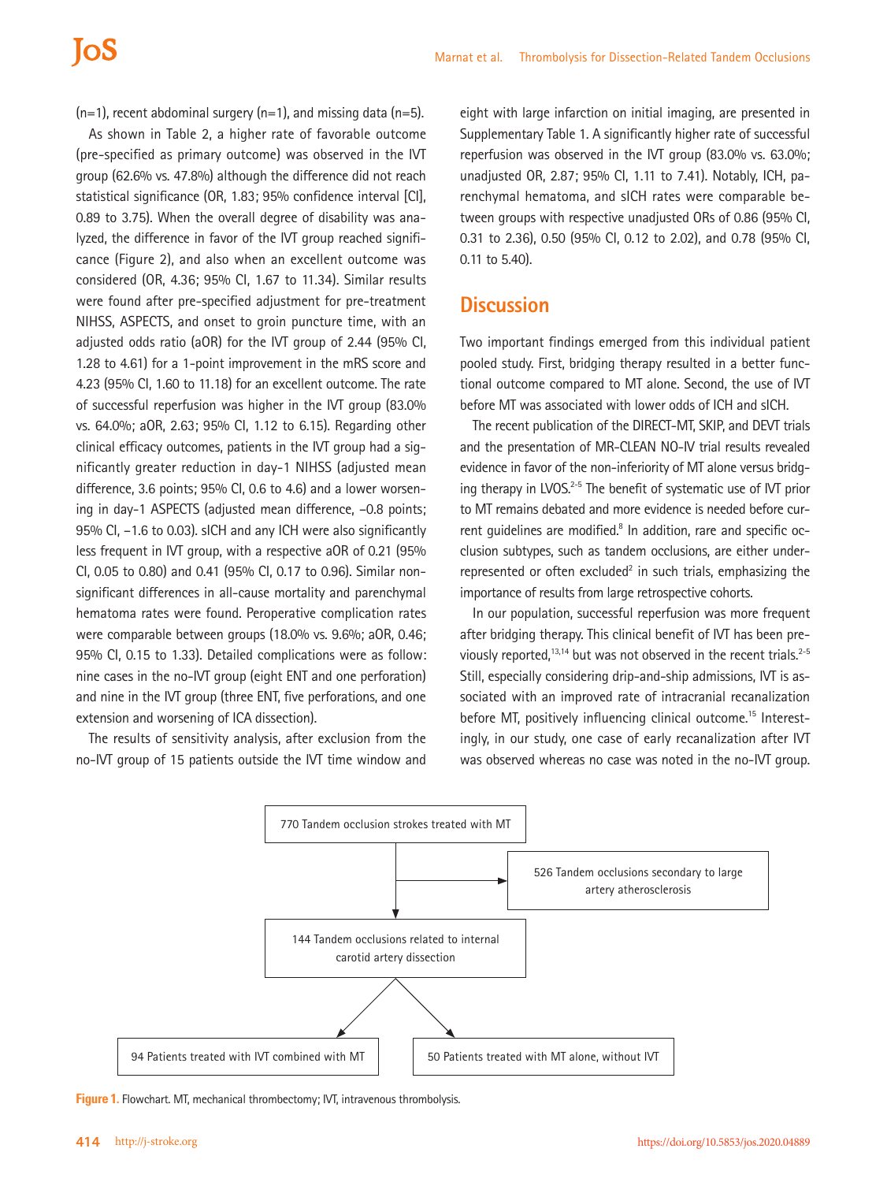(n=1), recent abdominal surgery (n=1), and missing data (n=5).

As shown in Table 2, a higher rate of favorable outcome (pre-specified as primary outcome) was observed in the IVT group (62.6% vs. 47.8%) although the difference did not reach statistical significance (OR, 1.83; 95% confidence interval [CI], 0.89 to 3.75). When the overall degree of disability was analyzed, the difference in favor of the IVT group reached significance (Figure 2), and also when an excellent outcome was considered (OR, 4.36; 95% CI, 1.67 to 11.34). Similar results were found after pre-specified adjustment for pre-treatment NIHSS, ASPECTS, and onset to groin puncture time, with an adjusted odds ratio (aOR) for the IVT group of 2.44 (95% CI, 1.28 to 4.61) for a 1-point improvement in the mRS score and 4.23 (95% CI, 1.60 to 11.18) for an excellent outcome. The rate of successful reperfusion was higher in the IVT group (83.0% vs. 64.0%; aOR, 2.63; 95% CI, 1.12 to 6.15). Regarding other clinical efficacy outcomes, patients in the IVT group had a significantly greater reduction in day-1 NIHSS (adjusted mean difference, 3.6 points; 95% CI, 0.6 to 4.6) and a lower worsening in day-1 ASPECTS (adjusted mean difference, −0.8 points; 95% CI, −1.6 to 0.03). sICH and any ICH were also significantly less frequent in IVT group, with a respective aOR of 0.21 (95% CI, 0.05 to 0.80) and 0.41 (95% CI, 0.17 to 0.96). Similar non-significant differences in all-cause mortality and parenchymal hematoma rates were found. Peroperative complication rates were comparable between groups (18.0% vs. 9.6%; aOR, 0.46; 95% CI, 0.15 to 1.33). Detailed complications were as follow: nine cases in the no-IVT group (eight ENT and one perforation) and nine in the IVT group (three ENT, five perforations, and one extension and worsening of ICA dissection).

The results of sensitivity analysis, after exclusion from the no-IVT group of 15 patients outside the IVT time window and eight with large infarction on initial imaging, are presented in Supplementary Table 1. A significantly higher rate of successful reperfusion was observed in the IVT group (83.0% vs. 63.0%; unadjusted OR, 2.87; 95% CI, 1.11 to 7.41). Notably, ICH, parenchymal hematoma, and sICH rates were comparable between groups with respective unadjusted ORs of 0.86 (95% CI, 0.31 to 2.36), 0.50 (95% CI, 0.12 to 2.02), and 0.78 (95% CI, 0.11 to 5.40).

## Discussion

Two important findings emerged from this individual patient pooled study. First, bridging therapy resulted in a better functional outcome compared to MT alone. Second, the use of IVT before MT was associated with lower odds of ICH and sICH.

The recent publication of the DIRECT-MT, SKIP, and DEVT trials and the presentation of MR-CLEAN NO-IV trial results revealed evidence in favor of the non-inferiority of MT alone versus bridging therapy in LVOS.[2-5] The benefit of systematic use of IVT prior to MT remains debated and more evidence is needed before current guidelines are modified.[8] In addition, rare and specific occlusion subtypes, such as tandem occlusions, are either underrepresented or often excluded[2] in such trials, emphasizing the importance of results from large retrospective cohorts.

In our population, successful reperfusion was more frequent after bridging therapy. This clinical benefit of IVT has been previously reported,[13,14] but was not observed in the recent trials.[2-5] Still, especially considering drip-and-ship admissions, IVT is associated with an improved rate of intracranial recanalization before MT, positively influencing clinical outcome.[15] Interestingly, in our study, one case of early recanalization after IVT was observed whereas no case was noted in the no-IVT group.

770 Tandem occlusion strokes treated with MT → 526 Tandem occlusions secondary to large artery atherosclerosis

144 Tandem occlusions related to internal carotid artery dissection

94 Patients treated with IVT combined with MT | 50 Patients treated with MT alone, without IVT

**Figure 1.** Flowchart. MT, mechanical thrombectomy; IVT, intravenous thrombolysis.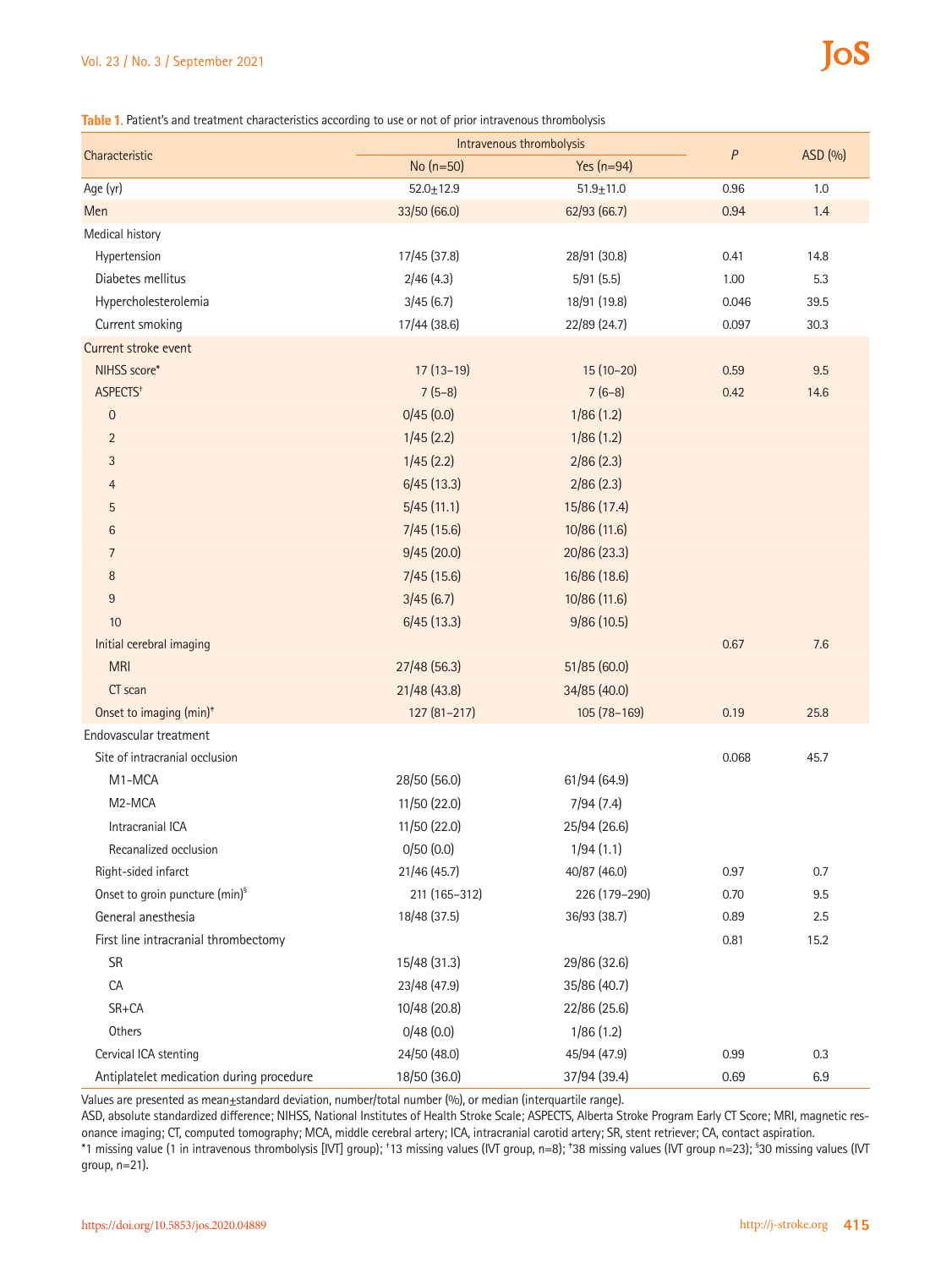**Table 1.** Patient's and treatment characteristics according to use or not of prior intravenous thrombolysis

| Characteristic | Intravenous thrombolysis | | *P* | ASD (%) |
|---|---|---|---|---|
| | No (n=50) | Yes (n=94) | | |
| Age (yr) | 52.0±12.9 | 51.9±11.0 | 0.96 | 1.0 |
| Men | 33/50 (66.0) | 62/93 (66.7) | 0.94 | 1.4 |
| Medical history | | | | |
| Hypertension | 17/45 (37.8) | 28/91 (30.8) | 0.41 | 14.8 |
| Diabetes mellitus | 2/46 (4.3) | 5/91 (5.5) | 1.00 | 5.3 |
| Hypercholesterolemia | 3/45 (6.7) | 18/91 (19.8) | 0.046 | 39.5 |
| Current smoking | 17/44 (38.6) | 22/89 (24.7) | 0.097 | 30.3 |
| Current stroke event | | | | |
| NIHSS score* | 17 (13–19) | 15 (10–20) | 0.59 | 9.5 |
| ASPECTS† | 7 (5–8) | 7 (6–8) | 0.42 | 14.6 |
| 0 | 0/45 (0.0) | 1/86 (1.2) | | |
| 2 | 1/45 (2.2) | 1/86 (1.2) | | |
| 3 | 1/45 (2.2) | 2/86 (2.3) | | |
| 4 | 6/45 (13.3) | 2/86 (2.3) | | |
| 5 | 5/45 (11.1) | 15/86 (17.4) | | |
| 6 | 7/45 (15.6) | 10/86 (11.6) | | |
| 7 | 9/45 (20.0) | 20/86 (23.3) | | |
| 8 | 7/45 (15.6) | 16/86 (18.6) | | |
| 9 | 3/45 (6.7) | 10/86 (11.6) | | |
| 10 | 6/45 (13.3) | 9/86 (10.5) | | |
| Initial cerebral imaging | | | 0.67 | 7.6 |
| MRI | 27/48 (56.3) | 51/85 (60.0) | | |
| CT scan | 21/48 (43.8) | 34/85 (40.0) | | |
| Onset to imaging (min)‡ | 127 (81–217) | 105 (78–169) | 0.19 | 25.8 |
| Endovascular treatment | | | | |
| Site of intracranial occlusion | | | 0.068 | 45.7 |
| M1-MCA | 28/50 (56.0) | 61/94 (64.9) | | |
| M2-MCA | 11/50 (22.0) | 7/94 (7.4) | | |
| Intracranial ICA | 11/50 (22.0) | 25/94 (26.6) | | |
| Recanalized occlusion | 0/50 (0.0) | 1/94 (1.1) | | |
| Right-sided infarct | 21/46 (45.7) | 40/87 (46.0) | 0.97 | 0.7 |
| Onset to groin puncture (min)§ | 211 (165–312) | 226 (179–290) | 0.70 | 9.5 |
| General anesthesia | 18/48 (37.5) | 36/93 (38.7) | 0.89 | 2.5 |
| First line intracranial thrombectomy | | | 0.81 | 15.2 |
| SR | 15/48 (31.3) | 29/86 (32.6) | | |
| CA | 23/48 (47.9) | 35/86 (40.7) | | |
| SR+CA | 10/48 (20.8) | 22/86 (25.6) | | |
| Others | 0/48 (0.0) | 1/86 (1.2) | | |
| Cervical ICA stenting | 24/50 (48.0) | 45/94 (47.9) | 0.99 | 0.3 |
| Antiplatelet medication during procedure | 18/50 (36.0) | 37/94 (39.4) | 0.69 | 6.9 |

Values are presented as mean±standard deviation, number/total number (%), or median (interquartile range).

ASD, absolute standardized difference; NIHSS, National Institutes of Health Stroke Scale; ASPECTS, Alberta Stroke Program Early CT Score; MRI, magnetic resonance imaging; CT, computed tomography; MCA, middle cerebral artery; ICA, intracranial carotid artery; SR, stent retriever; CA, contact aspiration.

*1 missing value (1 in intravenous thrombolysis [IVT] group); †13 missing values (IVT group, n=8); ‡38 missing values (IVT group n=23); §30 missing values (IVT group, n=21).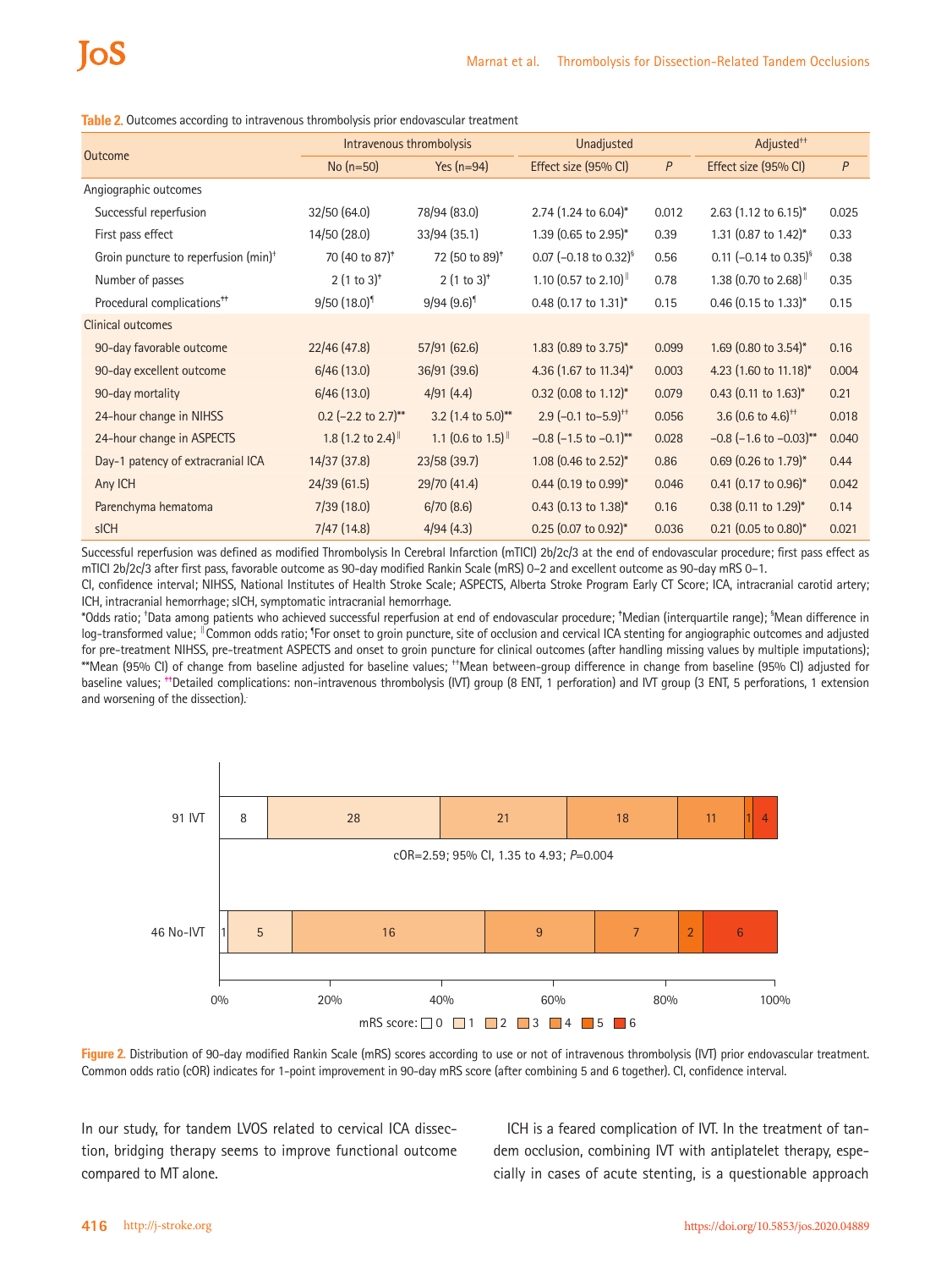**Table 2.** Outcomes according to intravenous thrombolysis prior endovascular treatment

| Outcome | Intravenous thrombolysis | | Unadjusted | | Adjusted†† | |
|---|---|---|---|---|---|---|
| | No (n=50) | Yes (n=94) | Effect size (95% CI) | *P* | Effect size (95% CI) | *P* |
| Angiographic outcomes | | | | | | |
| Successful reperfusion | 32/50 (64.0) | 78/94 (83.0) | 2.74 (1.24 to 6.04)* | 0.012 | 2.63 (1.12 to 6.15)* | 0.025 |
| First pass effect | 14/50 (28.0) | 33/94 (35.1) | 1.39 (0.65 to 2.95)* | 0.39 | 1.31 (0.87 to 1.42)* | 0.33 |
| Groin puncture to reperfusion (min)† | 70 (40 to 87)‡ | 72 (50 to 89)‡ | 0.07 (−0.18 to 0.32)§ | 0.56 | 0.11 (−0.14 to 0.35)§ | 0.38 |
| Number of passes | 2 (1 to 3)‡ | 2 (1 to 3)‡ | 1.10 (0.57 to 2.10)‖ | 0.78 | 1.38 (0.70 to 2.68)‖ | 0.35 |
| Procedural complications** | 9/50 (18.0)¶ | 9/94 (9.6)¶ | 0.48 (0.17 to 1.31)* | 0.15 | 0.46 (0.15 to 1.33)* | 0.15 |
| Clinical outcomes | | | | | | |
| 90-day favorable outcome | 22/46 (47.8) | 57/91 (62.6) | 1.83 (0.89 to 3.75)* | 0.099 | 1.69 (0.80 to 3.54)* | 0.16 |
| 90-day excellent outcome | 6/46 (13.0) | 36/91 (39.6) | 4.36 (1.67 to 11.34)* | 0.003 | 4.23 (1.60 to 11.18)* | 0.004 |
| 90-day mortality | 6/46 (13.0) | 4/91 (4.4) | 0.32 (0.08 to 1.12)* | 0.079 | 0.43 (0.11 to 1.63)* | 0.21 |
| 24-hour change in NIHSS | 0.2 (−2.2 to 2.7)** | 3.2 (1.4 to 5.0)** | 2.9 (−0.1 to−5.9)†† | 0.056 | 3.6 (0.6 to 4.6)†† | 0.018 |
| 24-hour change in ASPECTS | 1.8 (1.2 to 2.4)‖ | 1.1 (0.6 to 1.5)‖ | −0.8 (−1.5 to −0.1)** | 0.028 | −0.8 (−1.6 to −0.03)** | 0.040 |
| Day-1 patency of extracranial ICA | 14/37 (37.8) | 23/58 (39.7) | 1.08 (0.46 to 2.52)* | 0.86 | 0.69 (0.26 to 1.79)* | 0.44 |
| Any ICH | 24/39 (61.5) | 29/70 (41.4) | 0.44 (0.19 to 0.99)* | 0.046 | 0.41 (0.17 to 0.96)* | 0.042 |
| Parenchyma hematoma | 7/39 (18.0) | 6/70 (8.6) | 0.43 (0.13 to 1.38)* | 0.16 | 0.38 (0.11 to 1.29)* | 0.14 |
| sICH | 7/47 (14.8) | 4/94 (4.3) | 0.25 (0.07 to 0.92)* | 0.036 | 0.21 (0.05 to 0.80)* | 0.021 |

Successful reperfusion was defined as modified Thrombolysis In Cerebral Infarction (mTICI) 2b/2c/3 at the end of endovascular procedure; first pass effect as mTICI 2b/2c/3 after first pass, favorable outcome as 90-day modified Rankin Scale (mRS) 0–2 and excellent outcome as 90-day mRS 0–1.

CI, confidence interval; NIHSS, National Institutes of Health Stroke Scale; ASPECTS, Alberta Stroke Program Early CT Score; ICA, intracranial carotid artery; ICH, intracranial hemorrhage; sICH, symptomatic intracranial hemorrhage.

*Odds ratio; †Data among patients who achieved successful reperfusion at end of endovascular procedure; ‡Median (interquartile range); §Mean difference in log-transformed value; ‖Common odds ratio; ¶For onset to groin puncture, site of occlusion and cervical ICA stenting for angiographic outcomes and adjusted for pre-treatment NIHSS, pre-treatment ASPECTS and onset to groin puncture for clinical outcomes (after handling missing values by multiple imputations); **Mean (95% CI) of change from baseline adjusted for baseline values; ††Mean between-group difference in change from baseline (95% CI) adjusted for baseline values; **Detailed complications: non-intravenous thrombolysis (IVT) group (8 ENT, 1 perforation) and IVT group (3 ENT, 5 perforations, 1 extension and worsening of the dissection).

| | mRS 0 | mRS 1 | mRS 2 | mRS 3 | mRS 4 | mRS 5 | mRS 6 |
|---|---|---|---|---|---|---|---|
| 91 IVT | 8 | 28 | 21 | 18 | 11 | 1 | 4 |
| 46 No-IVT | 1 | 5 | 16 | 9 | 7 | 2 | 6 |

cOR=2.59; 95% CI, 1.35 to 4.93; *P*=0.004

**Figure 2.** Distribution of 90-day modified Rankin Scale (mRS) scores according to use or not of intravenous thrombolysis (IVT) prior endovascular treatment. Common odds ratio (cOR) indicates for 1-point improvement in 90-day mRS score (after combining 5 and 6 together). CI, confidence interval.

In our study, for tandem LVOS related to cervical ICA dissection, bridging therapy seems to improve functional outcome compared to MT alone.

ICH is a feared complication of IVT. In the treatment of tandem occlusion, combining IVT with antiplatelet therapy, especially in cases of acute stenting, is a questionable approach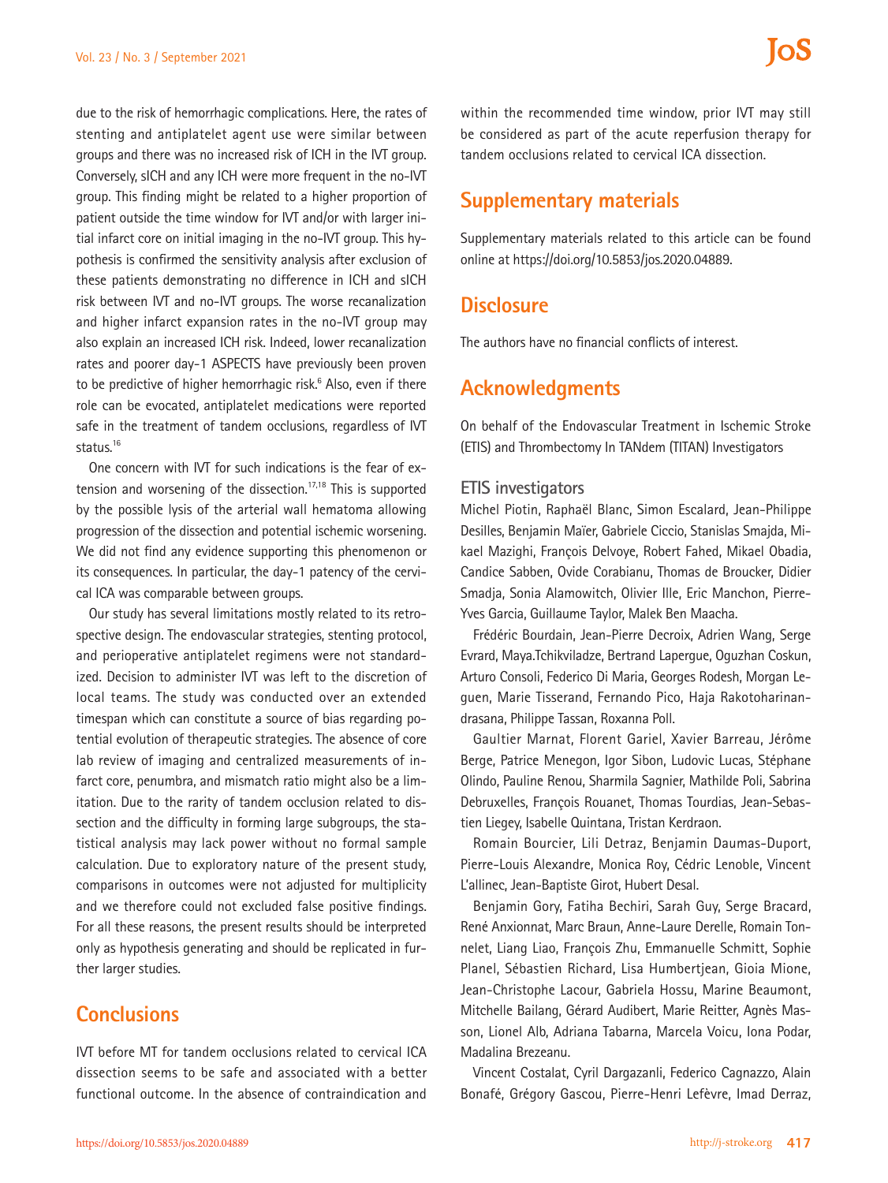due to the risk of hemorrhagic complications. Here, the rates of stenting and antiplatelet agent use were similar between groups and there was no increased risk of ICH in the IVT group. Conversely, sICH and any ICH were more frequent in the no-IVT group. This finding might be related to a higher proportion of patient outside the time window for IVT and/or with larger initial infarct core on initial imaging in the no-IVT group. This hypothesis is confirmed the sensitivity analysis after exclusion of these patients demonstrating no difference in ICH and sICH risk between IVT and no-IVT groups. The worse recanalization and higher infarct expansion rates in the no-IVT group may also explain an increased ICH risk. Indeed, lower recanalization rates and poorer day-1 ASPECTS have previously been proven to be predictive of higher hemorrhagic risk.[6] Also, even if there role can be evocated, antiplatelet medications were reported safe in the treatment of tandem occlusions, regardless of IVT status.[16]

One concern with IVT for such indications is the fear of extension and worsening of the dissection.[17,18] This is supported by the possible lysis of the arterial wall hematoma allowing progression of the dissection and potential ischemic worsening. We did not find any evidence supporting this phenomenon or its consequences. In particular, the day-1 patency of the cervical ICA was comparable between groups.

Our study has several limitations mostly related to its retrospective design. The endovascular strategies, stenting protocol, and perioperative antiplatelet regimens were not standardized. Decision to administer IVT was left to the discretion of local teams. The study was conducted over an extended timespan which can constitute a source of bias regarding potential evolution of therapeutic strategies. The absence of core lab review of imaging and centralized measurements of infarct core, penumbra, and mismatch ratio might also be a limitation. Due to the rarity of tandem occlusion related to dissection and the difficulty in forming large subgroups, the statistical analysis may lack power without no formal sample calculation. Due to exploratory nature of the present study, comparisons in outcomes were not adjusted for multiplicity and we therefore could not excluded false positive findings. For all these reasons, the present results should be interpreted only as hypothesis generating and should be replicated in further larger studies.

## Conclusions

IVT before MT for tandem occlusions related to cervical ICA dissection seems to be safe and associated with a better functional outcome. In the absence of contraindication and within the recommended time window, prior IVT may still be considered as part of the acute reperfusion therapy for tandem occlusions related to cervical ICA dissection.

## Supplementary materials

Supplementary materials related to this article can be found online at https://doi.org/10.5853/jos.2020.04889.

## Disclosure

The authors have no financial conflicts of interest.

## Acknowledgments

On behalf of the Endovascular Treatment in Ischemic Stroke (ETIS) and Thrombectomy In TANdem (TITAN) Investigators

### ETIS investigators

Michel Piotin, Raphaël Blanc, Simon Escalard, Jean-Philippe Desilles, Benjamin Maïer, Gabriele Ciccio, Stanislas Smajda, Mikael Mazighi, François Delvoye, Robert Fahed, Mikael Obadia, Candice Sabben, Ovide Corabianu, Thomas de Broucker, Didier Smadja, Sonia Alamowitch, Olivier Ille, Eric Manchon, Pierre-Yves Garcia, Guillaume Taylor, Malek Ben Maacha.

Frédéric Bourdain, Jean-Pierre Decroix, Adrien Wang, Serge Evrard, Maya.Tchikviladze, Bertrand Lapergue, Oguzhan Coskun, Arturo Consoli, Federico Di Maria, Georges Rodesh, Morgan Leguen, Marie Tisserand, Fernando Pico, Haja Rakotoharinandrasana, Philippe Tassan, Roxanna Poll.

Gaultier Marnat, Florent Gariel, Xavier Barreau, Jérôme Berge, Patrice Menegon, Igor Sibon, Ludovic Lucas, Stéphane Olindo, Pauline Renou, Sharmila Sagnier, Mathilde Poli, Sabrina Debruxelles, François Rouanet, Thomas Tourdias, Jean-Sebastien Liegey, Isabelle Quintana, Tristan Kerdraon.

Romain Bourcier, Lili Detraz, Benjamin Daumas-Duport, Pierre-Louis Alexandre, Monica Roy, Cédric Lenoble, Vincent L'allinec, Jean-Baptiste Girot, Hubert Desal.

Benjamin Gory, Fatiha Bechiri, Sarah Guy, Serge Bracard, René Anxionnat, Marc Braun, Anne-Laure Derelle, Romain Tonnelet, Liang Liao, François Zhu, Emmanuelle Schmitt, Sophie Planel, Sébastien Richard, Lisa Humbertjean, Gioia Mione, Jean-Christophe Lacour, Gabriela Hossu, Marine Beaumont, Mitchelle Bailang, Gérard Audibert, Marie Reitter, Agnès Masson, Lionel Alb, Adriana Tabarna, Marcela Voicu, Iona Podar, Madalina Brezeanu.

Vincent Costalat, Cyril Dargazanli, Federico Cagnazzo, Alain Bonafé, Grégory Gascou, Pierre-Henri Lefèvre, Imad Derraz,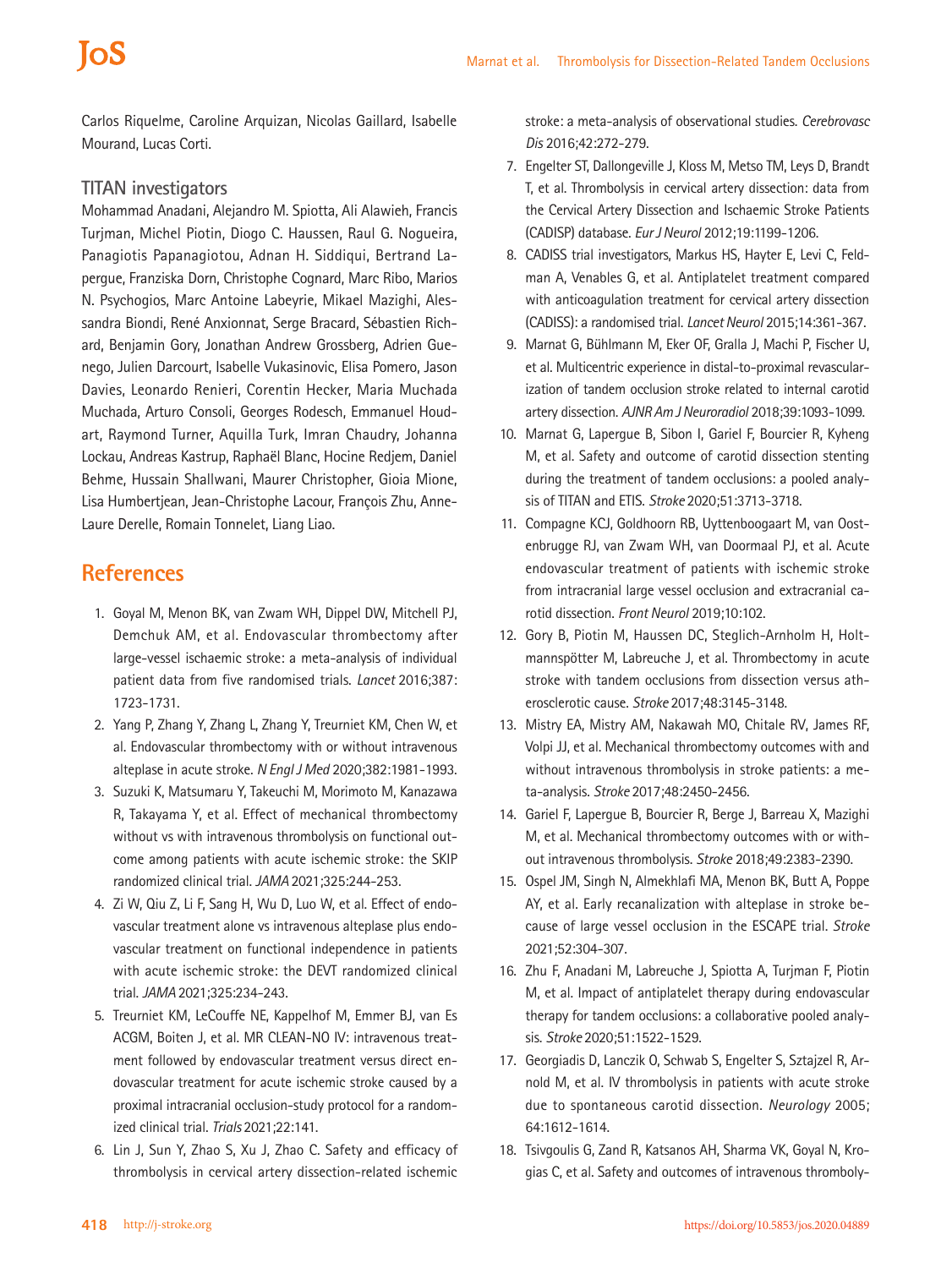Carlos Riquelme, Caroline Arquizan, Nicolas Gaillard, Isabelle Mourand, Lucas Corti.

### TITAN investigators

Mohammad Anadani, Alejandro M. Spiotta, Ali Alawieh, Francis Turjman, Michel Piotin, Diogo C. Haussen, Raul G. Nogueira, Panagiotis Papanagiotou, Adnan H. Siddiqui, Bertrand Lapergue, Franziska Dorn, Christophe Cognard, Marc Ribo, Marios N. Psychogios, Marc Antoine Labeyrie, Mikael Mazighi, Alessandra Biondi, René Anxionnat, Serge Bracard, Sébastien Richard, Benjamin Gory, Jonathan Andrew Grossberg, Adrien Guenego, Julien Darcourt, Isabelle Vukasinovic, Elisa Pomero, Jason Davies, Leonardo Renieri, Corentin Hecker, Maria Muchada Muchada, Arturo Consoli, Georges Rodesch, Emmanuel Houdart, Raymond Turner, Aquilla Turk, Imran Chaudry, Johanna Lockau, Andreas Kastrup, Raphaël Blanc, Hocine Redjem, Daniel Behme, Hussain Shallwani, Maurer Christopher, Gioia Mione, Lisa Humbertjean, Jean-Christophe Lacour, François Zhu, Anne-Laure Derelle, Romain Tonnelet, Liang Liao.

## References

1. Goyal M, Menon BK, van Zwam WH, Dippel DW, Mitchell PJ, Demchuk AM, et al. Endovascular thrombectomy after large-vessel ischaemic stroke: a meta-analysis of individual patient data from five randomised trials. *Lancet* 2016;387:1723-1731.
2. Yang P, Zhang Y, Zhang L, Zhang Y, Treurniet KM, Chen W, et al. Endovascular thrombectomy with or without intravenous alteplase in acute stroke. *N Engl J Med* 2020;382:1981-1993.
3. Suzuki K, Matsumaru Y, Takeuchi M, Morimoto M, Kanazawa R, Takayama Y, et al. Effect of mechanical thrombectomy without vs with intravenous thrombolysis on functional outcome among patients with acute ischemic stroke: the SKIP randomized clinical trial. *JAMA* 2021;325:244-253.
4. Zi W, Qiu Z, Li F, Sang H, Wu D, Luo W, et al. Effect of endovascular treatment alone vs intravenous alteplase plus endovascular treatment on functional independence in patients with acute ischemic stroke: the DEVT randomized clinical trial. *JAMA* 2021;325:234-243.
5. Treurniet KM, LeCouffe NE, Kappelhof M, Emmer BJ, van Es ACGM, Boiten J, et al. MR CLEAN-NO IV: intravenous treatment followed by endovascular treatment versus direct endovascular treatment for acute ischemic stroke caused by a proximal intracranial occlusion-study protocol for a randomized clinical trial. *Trials* 2021;22:141.
6. Lin J, Sun Y, Zhao S, Xu J, Zhao C. Safety and efficacy of thrombolysis in cervical artery dissection-related ischemic stroke: a meta-analysis of observational studies. *Cerebrovasc Dis* 2016;42:272-279.
7. Engelter ST, Dallongeville J, Kloss M, Metso TM, Leys D, Brandt T, et al. Thrombolysis in cervical artery dissection: data from the Cervical Artery Dissection and Ischaemic Stroke Patients (CADISP) database. *Eur J Neurol* 2012;19:1199-1206.
8. CADISS trial investigators, Markus HS, Hayter E, Levi C, Feldman A, Venables G, et al. Antiplatelet treatment compared with anticoagulation treatment for cervical artery dissection (CADISS): a randomised trial. *Lancet Neurol* 2015;14:361-367.
9. Marnat G, Bühlmann M, Eker OF, Gralla J, Machi P, Fischer U, et al. Multicentric experience in distal-to-proximal revascularization of tandem occlusion stroke related to internal carotid artery dissection. *AJNR Am J Neuroradiol* 2018;39:1093-1099.
10. Marnat G, Lapergue B, Sibon I, Gariel F, Bourcier R, Kyheng M, et al. Safety and outcome of carotid dissection stenting during the treatment of tandem occlusions: a pooled analysis of TITAN and ETIS. *Stroke* 2020;51:3713-3718.
11. Compagne KCJ, Goldhoorn RB, Uyttenboogaart M, van Oostenbrugge RJ, van Zwam WH, van Doormaal PJ, et al. Acute endovascular treatment of patients with ischemic stroke from intracranial large vessel occlusion and extracranial carotid dissection. *Front Neurol* 2019;10:102.
12. Gory B, Piotin M, Haussen DC, Steglich-Arnholm H, Holtmannspötter M, Labreuche J, et al. Thrombectomy in acute stroke with tandem occlusions from dissection versus atherosclerotic cause. *Stroke* 2017;48:3145-3148.
13. Mistry EA, Mistry AM, Nakawah MO, Chitale RV, James RF, Volpi JJ, et al. Mechanical thrombectomy outcomes with and without intravenous thrombolysis in stroke patients: a meta-analysis. *Stroke* 2017;48:2450-2456.
14. Gariel F, Lapergue B, Bourcier R, Berge J, Barreau X, Mazighi M, et al. Mechanical thrombectomy outcomes with or without intravenous thrombolysis. *Stroke* 2018;49:2383-2390.
15. Ospel JM, Singh N, Almekhlafi MA, Menon BK, Butt A, Poppe AY, et al. Early recanalization with alteplase in stroke because of large vessel occlusion in the ESCAPE trial. *Stroke* 2021;52:304-307.
16. Zhu F, Anadani M, Labreuche J, Spiotta A, Turjman F, Piotin M, et al. Impact of antiplatelet therapy during endovascular therapy for tandem occlusions: a collaborative pooled analysis. *Stroke* 2020;51:1522-1529.
17. Georgiadis D, Lanczik O, Schwab S, Engelter S, Sztajzel R, Arnold M, et al. IV thrombolysis in patients with acute stroke due to spontaneous carotid dissection. *Neurology* 2005;64:1612-1614.
18. Tsivgoulis G, Zand R, Katsanos AH, Sharma VK, Goyal N, Krogias C, et al. Safety and outcomes of intravenous thromboly-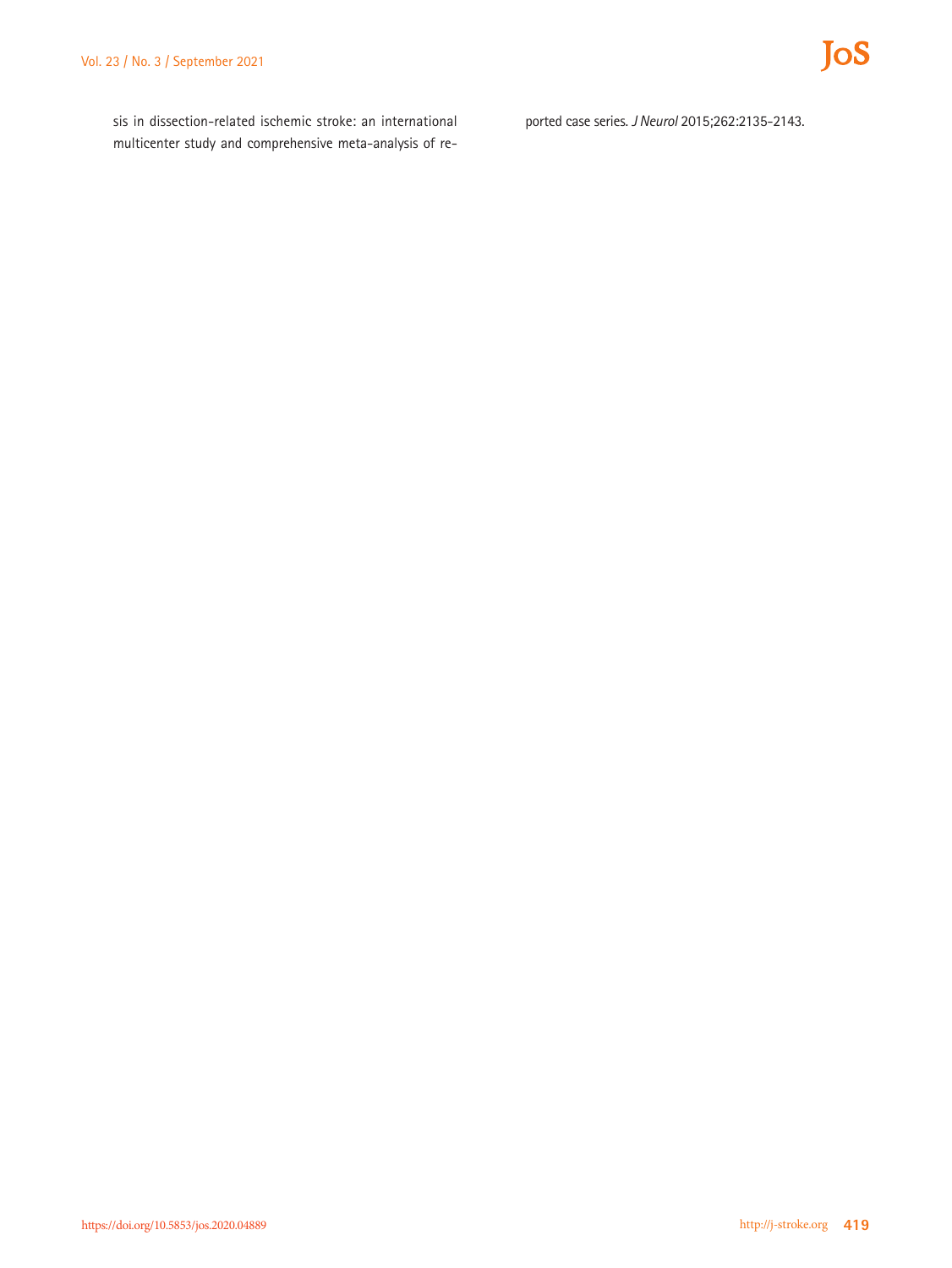sis in dissection-related ischemic stroke: an international multicenter study and comprehensive meta-analysis of reported case series. *J Neurol* 2015;262:2135-2143.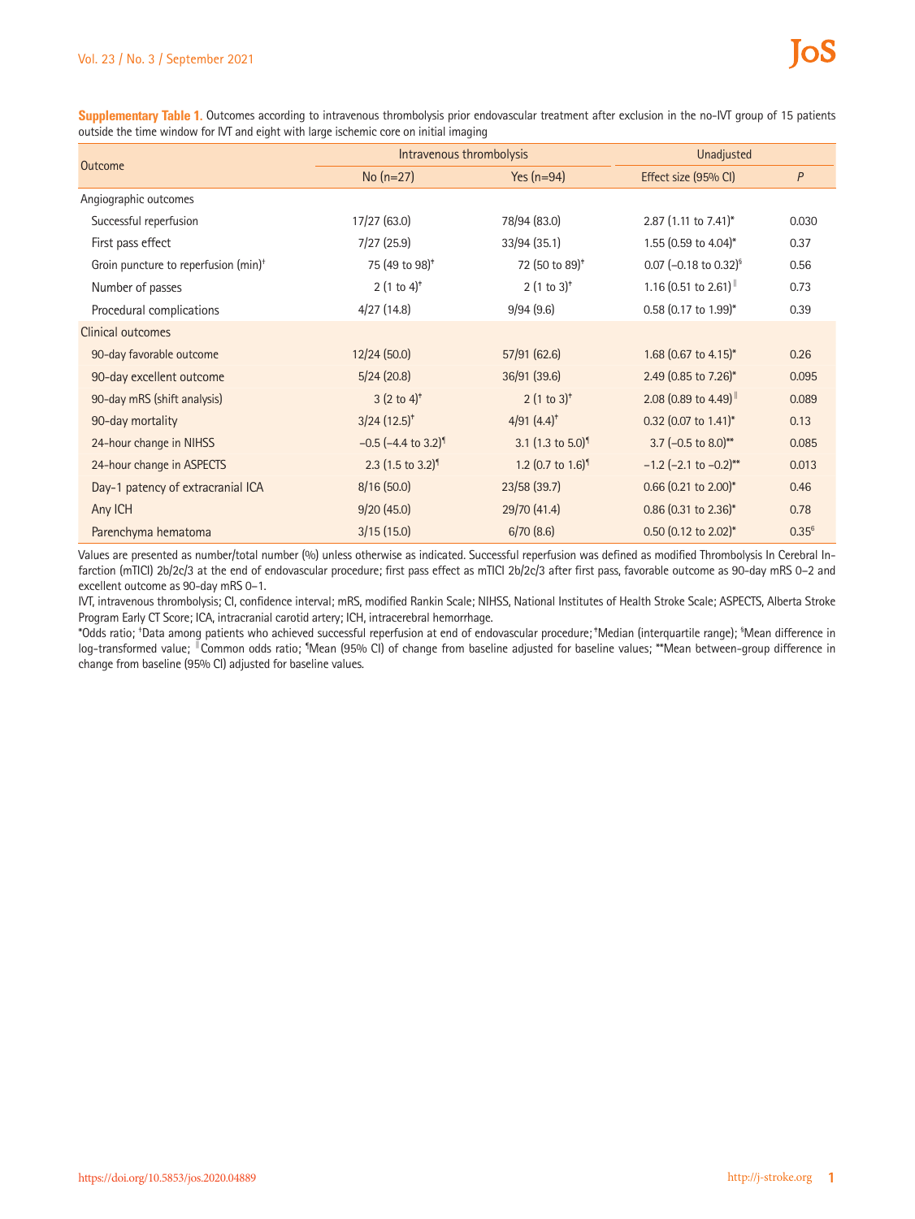**Supplementary Table 1.** Outcomes according to intravenous thrombolysis prior endovascular treatment after exclusion in the no-IVT group of 15 patients outside the time window for IVT and eight with large ischemic core on initial imaging

| Outcome | Intravenous thrombolysis | | Unadjusted | |
|---|---|---|---|---|
| | No (n=27) | Yes (n=94) | Effect size (95% CI) | *P* |
| Angiographic outcomes | | | | |
| Successful reperfusion | 17/27 (63.0) | 78/94 (83.0) | 2.87 (1.11 to 7.41)* | 0.030 |
| First pass effect | 7/27 (25.9) | 33/94 (35.1) | 1.55 (0.59 to 4.04)* | 0.37 |
| Groin puncture to reperfusion (min)[†] | 75 (49 to 98)[‡] | 72 (50 to 89)[‡] | 0.07 (−0.18 to 0.32)[§] | 0.56 |
| Number of passes | 2 (1 to 4)[‡] | 2 (1 to 3)[‡] | 1.16 (0.51 to 2.61)[∥] | 0.73 |
| Procedural complications | 4/27 (14.8) | 9/94 (9.6) | 0.58 (0.17 to 1.99)* | 0.39 |
| Clinical outcomes | | | | |
| 90-day favorable outcome | 12/24 (50.0) | 57/91 (62.6) | 1.68 (0.67 to 4.15)* | 0.26 |
| 90-day excellent outcome | 5/24 (20.8) | 36/91 (39.6) | 2.49 (0.85 to 7.26)* | 0.095 |
| 90-day mRS (shift analysis) | 3 (2 to 4)[‡] | 2 (1 to 3)[‡] | 2.08 (0.89 to 4.49)[∥] | 0.089 |
| 90-day mortality | 3/24 (12.5)[†] | 4/91 (4.4)[†] | 0.32 (0.07 to 1.41)* | 0.13 |
| 24-hour change in NIHSS | −0.5 (−4.4 to 3.2)[¶] | 3.1 (1.3 to 5.0)[¶] | 3.7 (−0.5 to 8.0)** | 0.085 |
| 24-hour change in ASPECTS | 2.3 (1.5 to 3.2)[¶] | 1.2 (0.7 to 1.6)[¶] | −1.2 (−2.1 to −0.2)** | 0.013 |
| Day-1 patency of extracranial ICA | 8/16 (50.0) | 23/58 (39.7) | 0.66 (0.21 to 2.00)* | 0.46 |
| Any ICH | 9/20 (45.0) | 29/70 (41.4) | 0.86 (0.31 to 2.36)* | 0.78 |
| Parenchyma hematoma | 3/15 (15.0) | 6/70 (8.6) | 0.50 (0.12 to 2.02)* | 0.35[6] |

Values are presented as number/total number (%) unless otherwise as indicated. Successful reperfusion was defined as modified Thrombolysis In Cerebral Infarction (mTICI) 2b/2c/3 at the end of endovascular procedure; first pass effect as mTICI 2b/2c/3 after first pass, favorable outcome as 90-day mRS 0–2 and excellent outcome as 90-day mRS 0–1.

IVT, intravenous thrombolysis; CI, confidence interval; mRS, modified Rankin Scale; NIHSS, National Institutes of Health Stroke Scale; ASPECTS, Alberta Stroke Program Early CT Score; ICA, intracranial carotid artery; ICH, intracerebral hemorrhage.

*Odds ratio; [†]Data among patients who achieved successful reperfusion at end of endovascular procedure; [‡]Median (interquartile range); [§]Mean difference in log-transformed value; [∥]Common odds ratio; [¶]Mean (95% CI) of change from baseline adjusted for baseline values; **Mean between-group difference in change from baseline (95% CI) adjusted for baseline values.